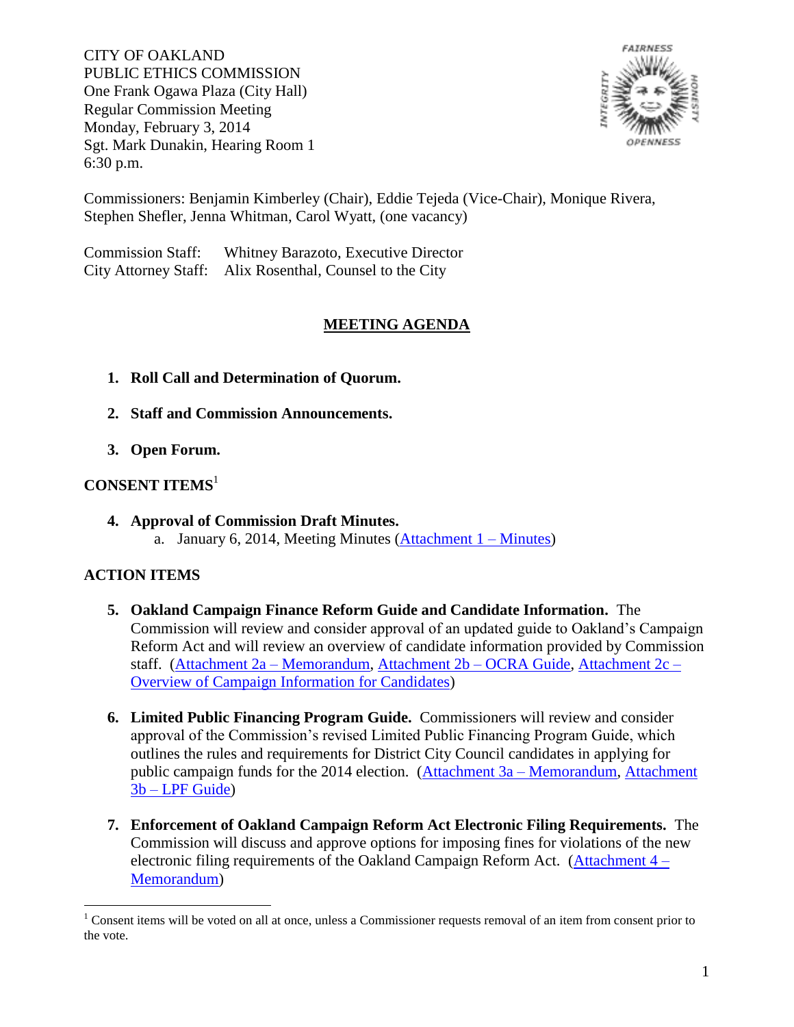CITY OF OAKLAND
PUBLIC ETHICS COMMISSION
One Frank Ogawa Plaza (City Hall)
Regular Commission Meeting
Monday, February 3, 2014
Sgt. Mark Dunakin, Hearing Room 1
6:30 p.m.

Commissioners: Benjamin Kimberley (Chair), Eddie Tejeda (Vice-Chair), Monique Rivera, Stephen Shefler, Jenna Whitman, Carol Wyatt, (one vacancy)

Commission Staff: Whitney Barazoto, Executive Director
City Attorney Staff: Alix Rosenthal, Counsel to the City

## MEETING AGENDA

1. **Roll Call and Determination of Quorum.**

2. **Staff and Commission Announcements.**

3. **Open Forum.**

## CONSENT ITEMS[1]

4. **Approval of Commission Draft Minutes.**
   a. January 6, 2014, Meeting Minutes (Attachment 1 – Minutes)

## ACTION ITEMS

5. **Oakland Campaign Finance Reform Guide and Candidate Information.** The Commission will review and consider approval of an updated guide to Oakland's Campaign Reform Act and will review an overview of candidate information provided by Commission staff. (Attachment 2a – Memorandum, Attachment 2b – OCRA Guide, Attachment 2c – Overview of Campaign Information for Candidates)

6. **Limited Public Financing Program Guide.** Commissioners will review and consider approval of the Commission's revised Limited Public Financing Program Guide, which outlines the rules and requirements for District City Council candidates in applying for public campaign funds for the 2014 election. (Attachment 3a – Memorandum, Attachment 3b – LPF Guide)

7. **Enforcement of Oakland Campaign Reform Act Electronic Filing Requirements.** The Commission will discuss and approve options for imposing fines for violations of the new electronic filing requirements of the Oakland Campaign Reform Act. (Attachment 4 – Memorandum)

[1] Consent items will be voted on all at once, unless a Commissioner requests removal of an item from consent prior to the vote.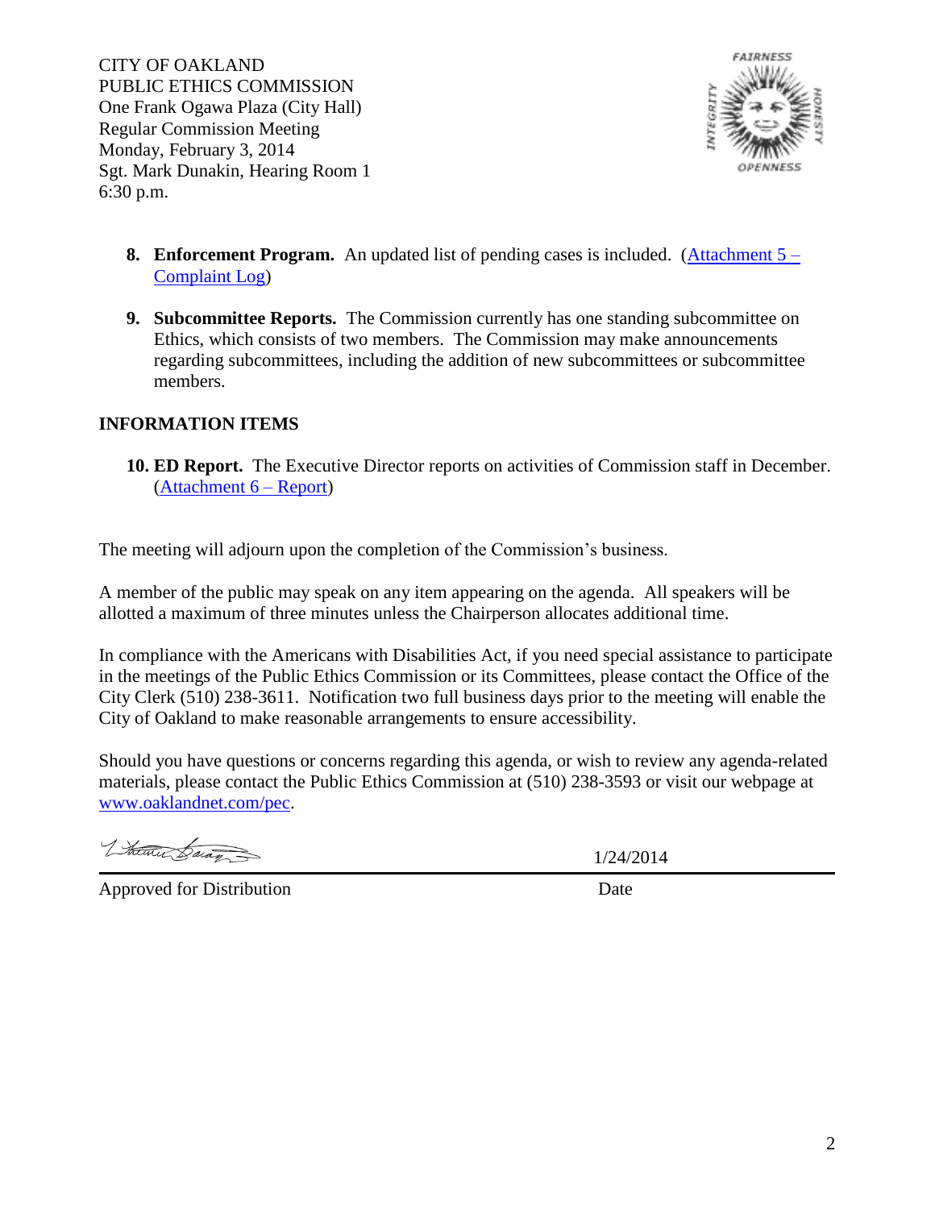CITY OF OAKLAND
PUBLIC ETHICS COMMISSION
One Frank Ogawa Plaza (City Hall)
Regular Commission Meeting
Monday, February 3, 2014
Sgt. Mark Dunakin, Hearing Room 1
6:30 p.m.

8. **Enforcement Program.** An updated list of pending cases is included. (Attachment 5 – Complaint Log)

9. **Subcommittee Reports.** The Commission currently has one standing subcommittee on Ethics, which consists of two members. The Commission may make announcements regarding subcommittees, including the addition of new subcommittees or subcommittee members.

## INFORMATION ITEMS

10. **ED Report.** The Executive Director reports on activities of Commission staff in December. (Attachment 6 – Report)

The meeting will adjourn upon the completion of the Commission's business.

A member of the public may speak on any item appearing on the agenda. All speakers will be allotted a maximum of three minutes unless the Chairperson allocates additional time.

In compliance with the Americans with Disabilities Act, if you need special assistance to participate in the meetings of the Public Ethics Commission or its Committees, please contact the Office of the City Clerk (510) 238-3611. Notification two full business days prior to the meeting will enable the City of Oakland to make reasonable arrangements to ensure accessibility.

Should you have questions or concerns regarding this agenda, or wish to review any agenda-related materials, please contact the Public Ethics Commission at (510) 238-3593 or visit our webpage at www.oaklandnet.com/pec.

| | |
|---|---|
| Approved for Distribution | 1/24/2014<br>Date |